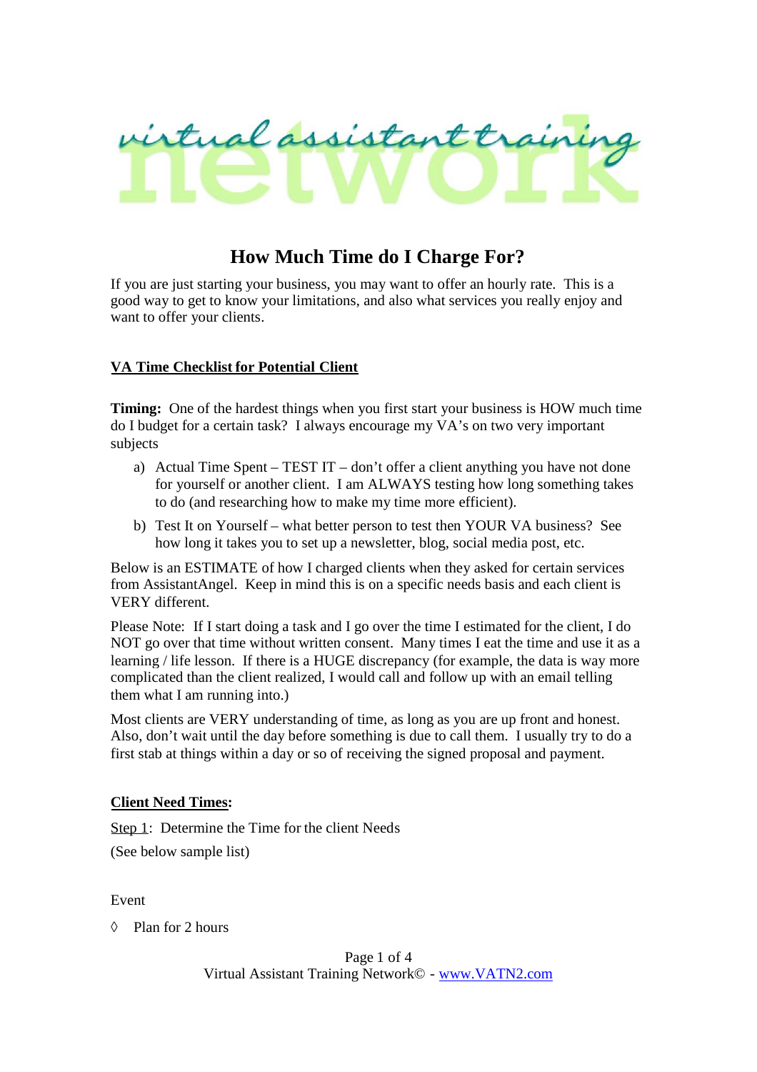virtual assistant training network

# How Much Time do I Charge For?

If you are just starting your business, you may want to offer an hourly rate. This is a good way to get to know your limitations, and also what services you really enjoy and want to offer your clients.

## VA Time Checklist for Potential Client

**Timing:** One of the hardest things when you first start your business is HOW much time do I budget for a certain task? I always encourage my VA's on two very important subjects

a) Actual Time Spent – TEST IT – don't offer a client anything you have not done for yourself or another client. I am ALWAYS testing how long something takes to do (and researching how to make my time more efficient).

b) Test It on Yourself – what better person to test then YOUR VA business? See how long it takes you to set up a newsletter, blog, social media post, etc.

Below is an ESTIMATE of how I charged clients when they asked for certain services from AssistantAngel. Keep in mind this is on a specific needs basis and each client is VERY different.

Please Note: If I start doing a task and I go over the time I estimated for the client, I do NOT go over that time without written consent. Many times I eat the time and use it as a learning / life lesson. If there is a HUGE discrepancy (for example, the data is way more complicated than the client realized, I would call and follow up with an email telling them what I am running into.)

Most clients are VERY understanding of time, as long as you are up front and honest. Also, don't wait until the day before something is due to call them. I usually try to do a first stab at things within a day or so of receiving the signed proposal and payment.

## Client Need Times:

Step 1: Determine the Time for the client Needs

(See below sample list)

Event

◊ Plan for 2 hours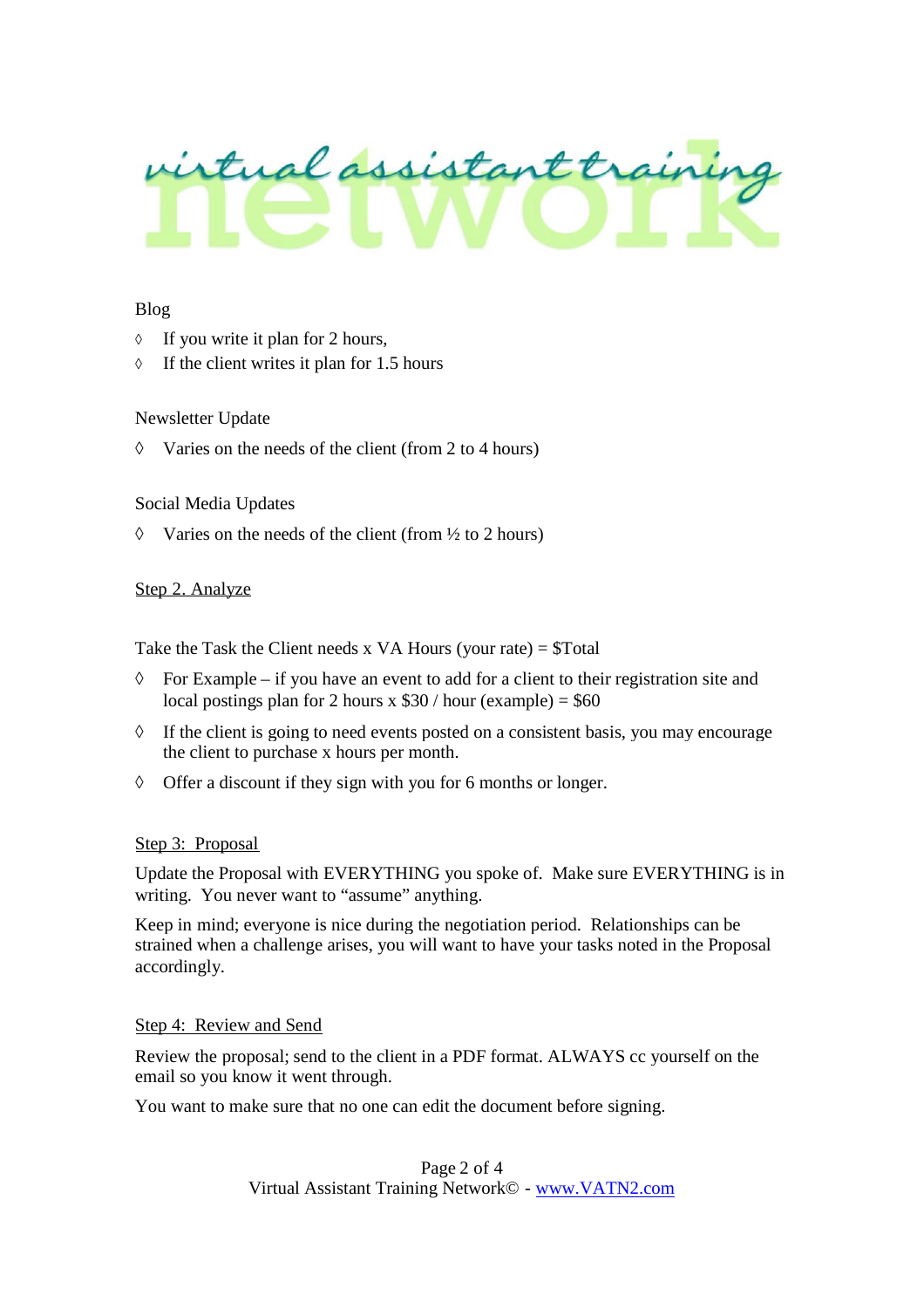Blog

- ◊ If you write it plan for 2 hours,
- ◊ If the client writes it plan for 1.5 hours

Newsletter Update

- ◊ Varies on the needs of the client (from 2 to 4 hours)

Social Media Updates

- ◊ Varies on the needs of the client (from ½ to 2 hours)

<u>Step 2. Analyze</u>

Take the Task the Client needs x VA Hours (your rate) = $Total

- ◊ For Example – if you have an event to add for a client to their registration site and local postings plan for 2 hours x $30 / hour (example) = $60
- ◊ If the client is going to need events posted on a consistent basis, you may encourage the client to purchase x hours per month.
- ◊ Offer a discount if they sign with you for 6 months or longer.

<u>Step 3: Proposal</u>

Update the Proposal with EVERYTHING you spoke of. Make sure EVERYTHING is in writing. You never want to "assume" anything.

Keep in mind; everyone is nice during the negotiation period. Relationships can be strained when a challenge arises, you will want to have your tasks noted in the Proposal accordingly.

<u>Step 4: Review and Send</u>

Review the proposal; send to the client in a PDF format. ALWAYS cc yourself on the email so you know it went through.

You want to make sure that no one can edit the document before signing.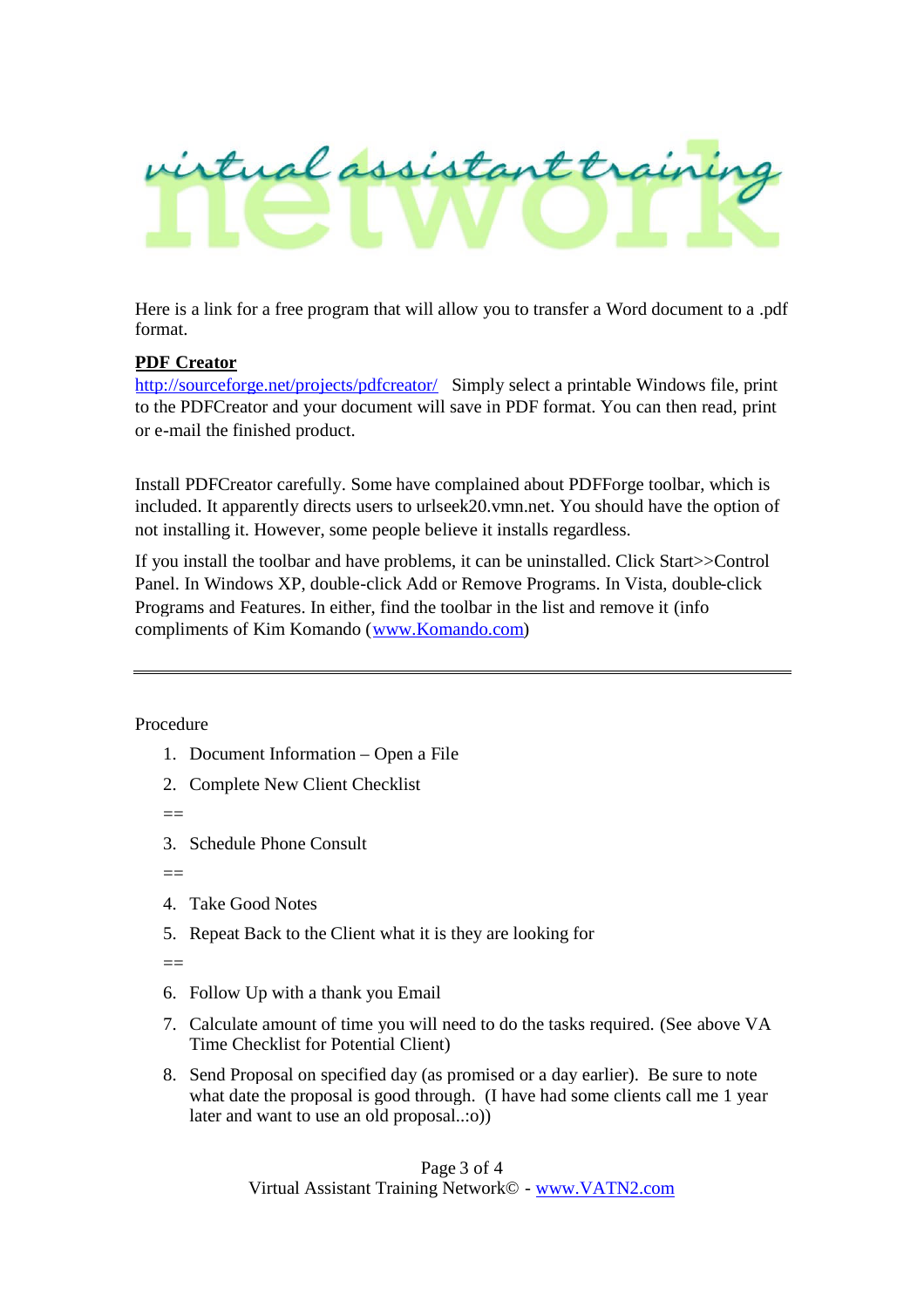Here is a link for a free program that will allow you to transfer a Word document to a .pdf format.

**PDF Creator**

http://sourceforge.net/projects/pdfcreator/ Simply select a printable Windows file, print to the PDFCreator and your document will save in PDF format. You can then read, print or e-mail the finished product.

Install PDFCreator carefully. Some have complained about PDFForge toolbar, which is included. It apparently directs users to urlseek20.vmn.net. You should have the option of not installing it. However, some people believe it installs regardless.

If you install the toolbar and have problems, it can be uninstalled. Click Start>>Control Panel. In Windows XP, double-click Add or Remove Programs. In Vista, double-click Programs and Features. In either, find the toolbar in the list and remove it (info compliments of Kim Komando (www.Komando.com)

---

Procedure

1. Document Information – Open a File
2. Complete New Client Checklist

==

3. Schedule Phone Consult

==

4. Take Good Notes
5. Repeat Back to the Client what it is they are looking for

==

6. Follow Up with a thank you Email
7. Calculate amount of time you will need to do the tasks required. (See above VA Time Checklist for Potential Client)
8. Send Proposal on specified day (as promised or a day earlier). Be sure to note what date the proposal is good through. (I have had some clients call me 1 year later and want to use an old proposal..:o))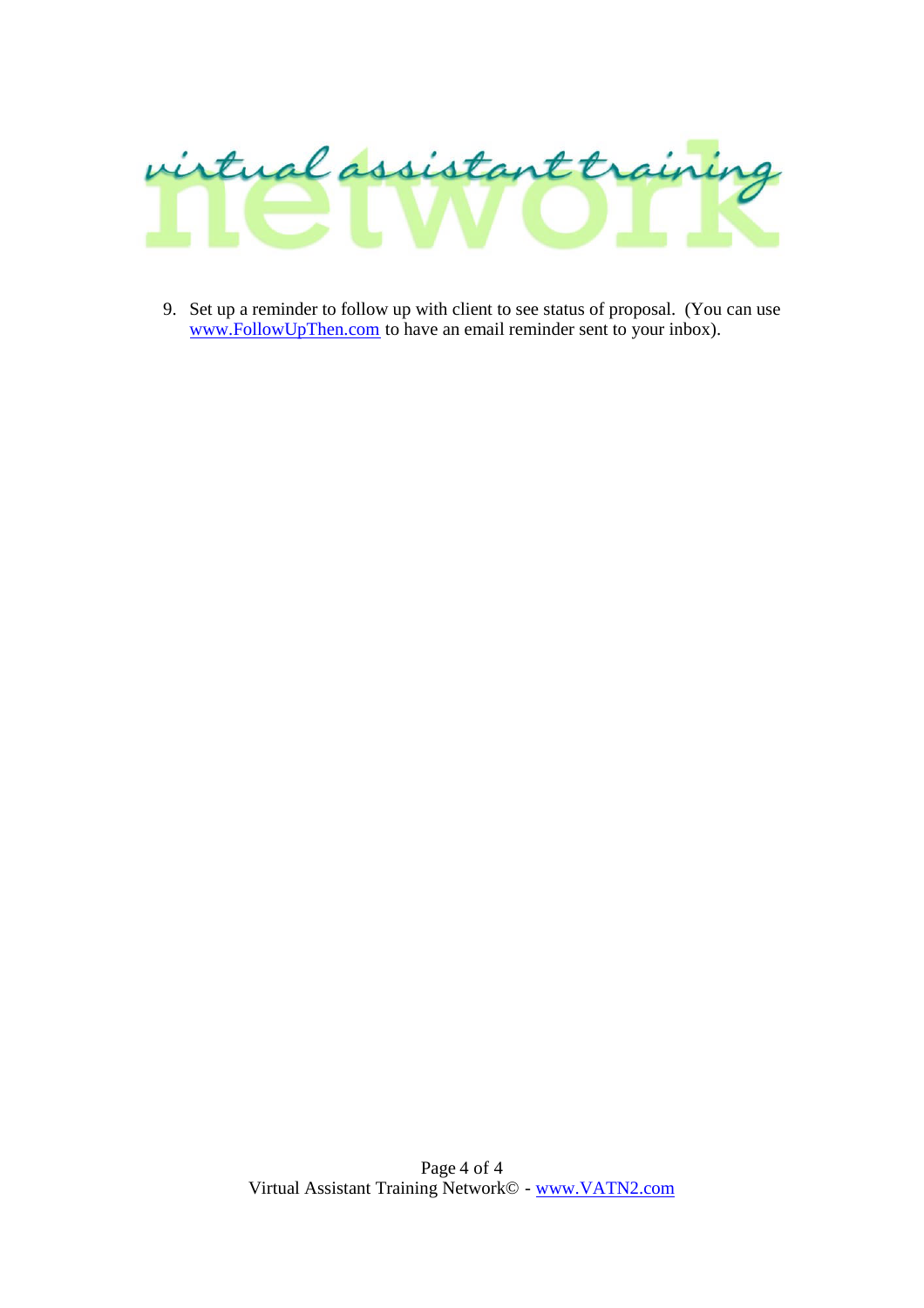9. Set up a reminder to follow up with client to see status of proposal. (You can use [www.FollowUpThen.com](http://www.FollowUpThen.com) to have an email reminder sent to your inbox).